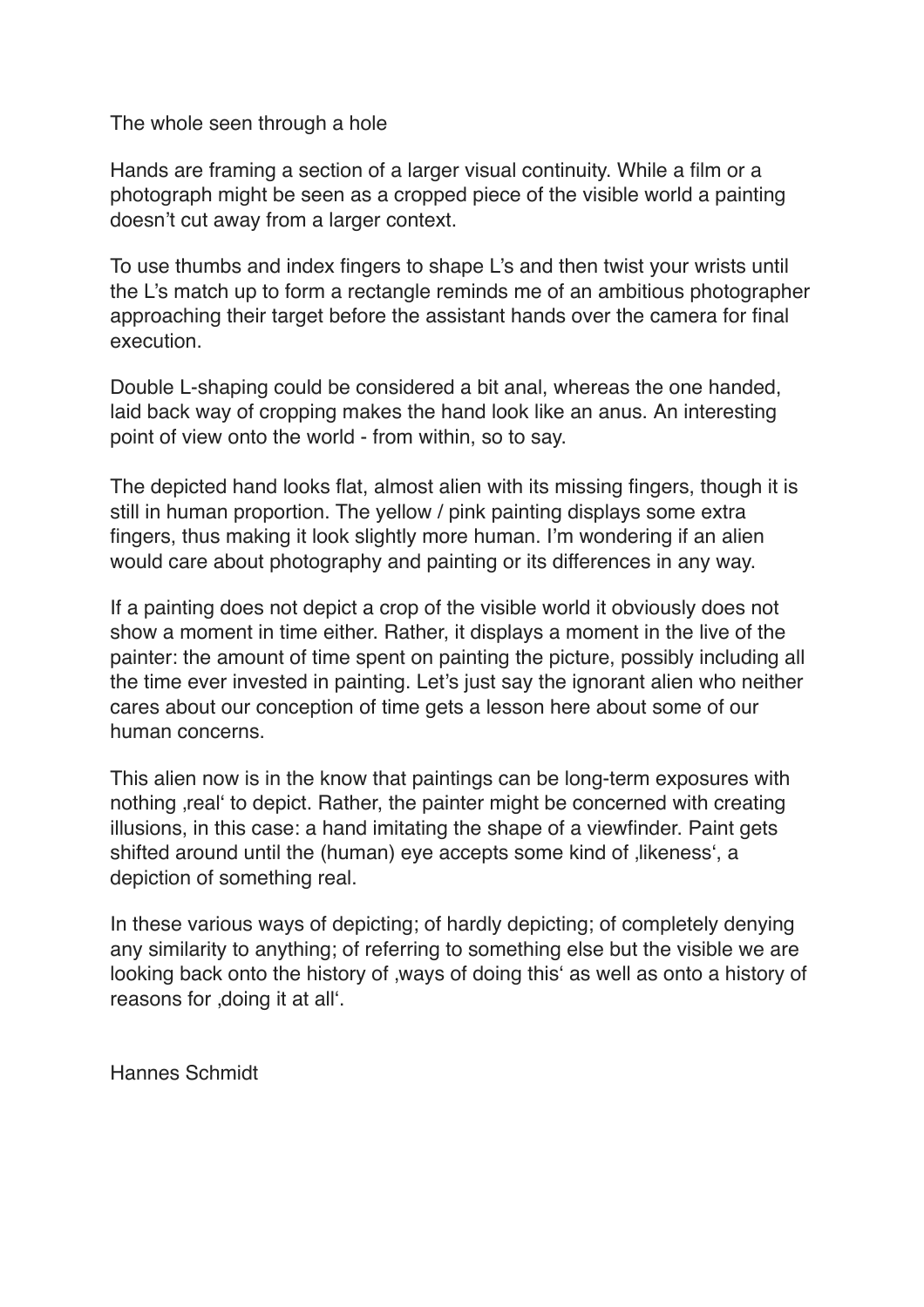# The whole seen through a hole

Hands are framing a section of a larger visual continuity. While a film or a photograph might be seen as a cropped piece of the visible world a painting doesn't cut away from a larger context.

To use thumbs and index fingers to shape L's and then twist your wrists until the L's match up to form a rectangle reminds me of an ambitious photographer approaching their target before the assistant hands over the camera for final execution.

Double L-shaping could be considered a bit anal, whereas the one handed, laid back way of cropping makes the hand look like an anus. An interesting point of view onto the world - from within, so to say.

The depicted hand looks flat, almost alien with its missing fingers, though it is still in human proportion. The yellow / pink painting displays some extra fingers, thus making it look slightly more human. I'm wondering if an alien would care about photography and painting or its differences in any way.

If a painting does not depict a crop of the visible world it obviously does not show a moment in time either. Rather, it displays a moment in the live of the painter: the amount of time spent on painting the picture, possibly including all the time ever invested in painting. Let's just say the ignorant alien who neither cares about our conception of time gets a lesson here about some of our human concerns.

This alien now is in the know that paintings can be long-term exposures with nothing ‚real' to depict. Rather, the painter might be concerned with creating illusions, in this case: a hand imitating the shape of a viewfinder. Paint gets shifted around until the (human) eye accepts some kind of ‚likeness', a depiction of something real.

In these various ways of depicting; of hardly depicting; of completely denying any similarity to anything; of referring to something else but the visible we are looking back onto the history of ‚ways of doing this' as well as onto a history of reasons for ‚doing it at all'.

Hannes Schmidt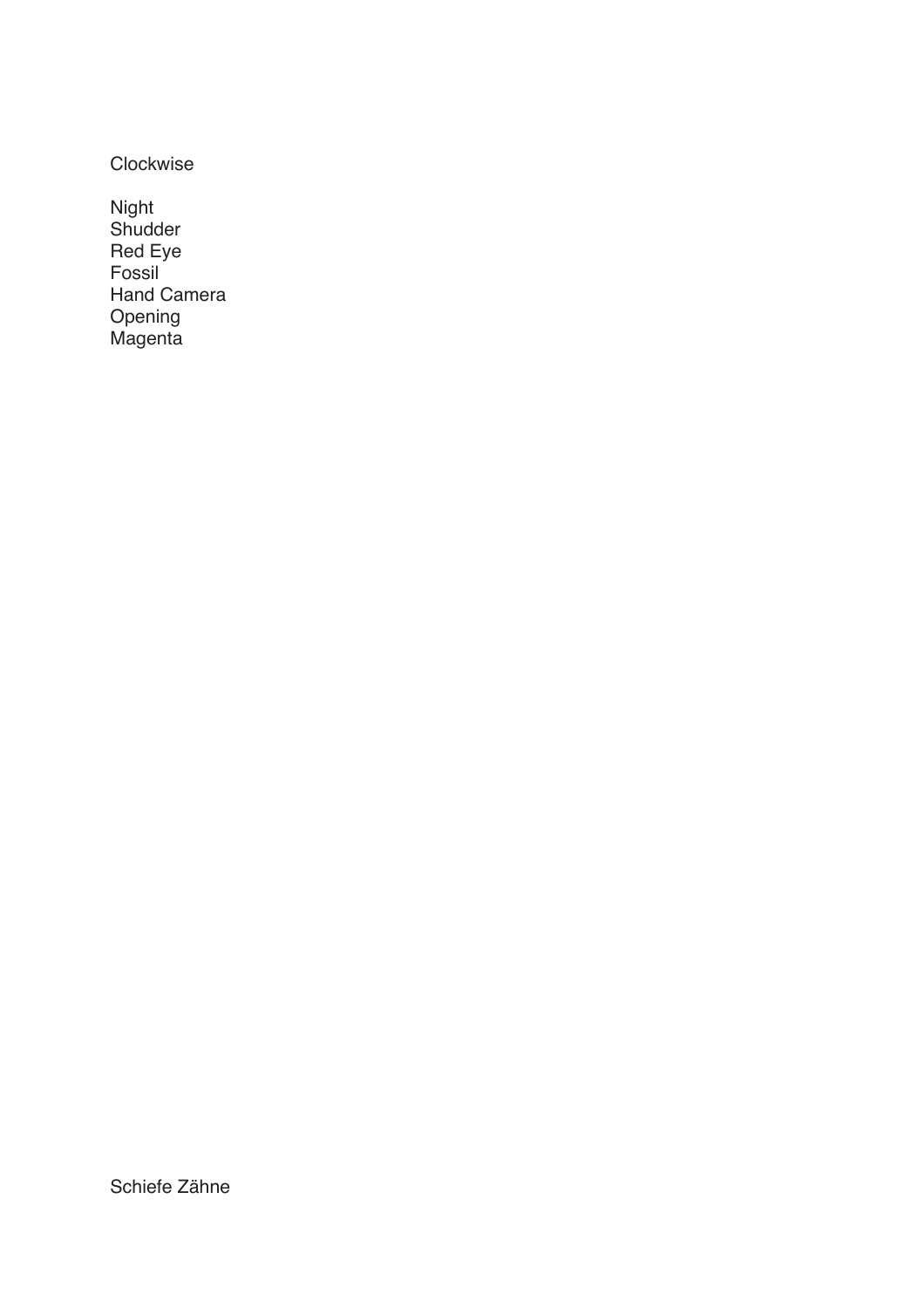Clockwise

Night
Shudder
Red Eye
Fossil
Hand Camera
Opening
Magenta

Schiefe Zähne